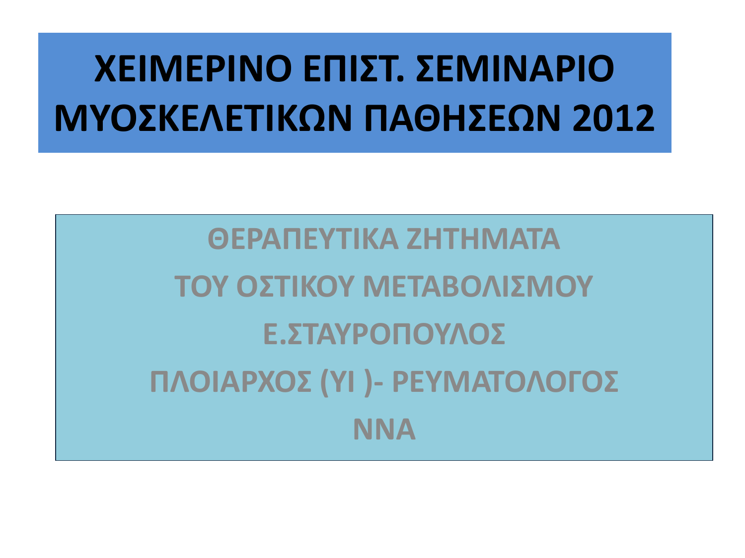# ΧΕΙΜΕΡΙΝΟ ΕΠΙΣΤ. ΣΕΜΙΝΑΡΙΟ ΜΥΟΣΚΕΛΕΤΙΚΩΝ ΠΑΘΗΣΕΩΝ 2012

**ΘΕΡΑΠΕΥΤΙΚΑ ΖΗΤΗΜΑΤΑ**

**ΤΟΥ ΟΣΤΙΚΟΥ ΜΕΤΑΒΟΛΙΣΜΟΥ**

**Ε.ΣΤΑΥΡΟΠΟΥΛΟΣ**

**ΠΛΟΙΑΡΧΟΣ (ΥΙ )- ΡΕΥΜΑΤΟΛΟΓΟΣ**

**ΝΝΑ**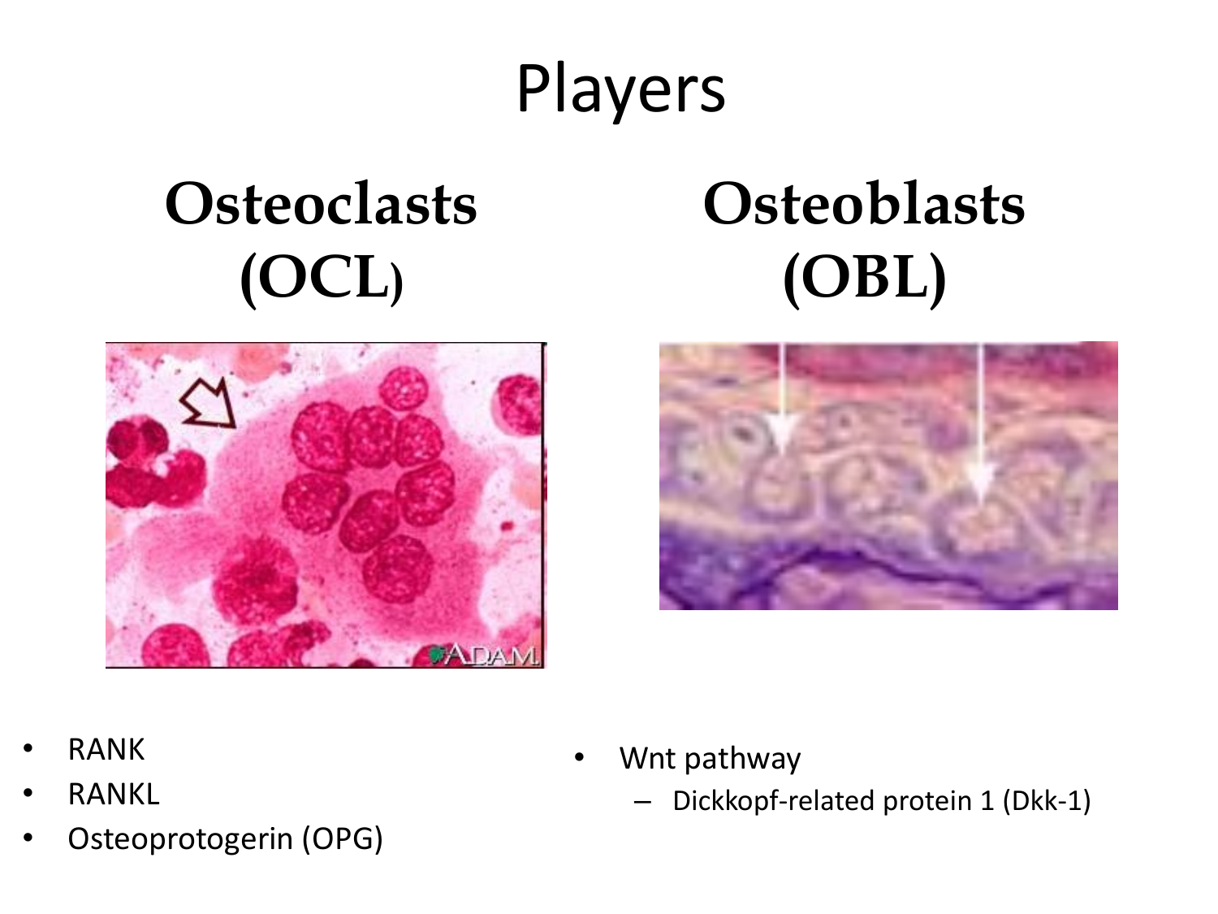# Players

## Osteoclasts (OCL)

- RANK
- RANKL
- Osteoprotogerin (OPG)

## Osteoblasts (OBL)

- Wnt pathway
  - Dickkopf-related protein 1 (Dkk-1)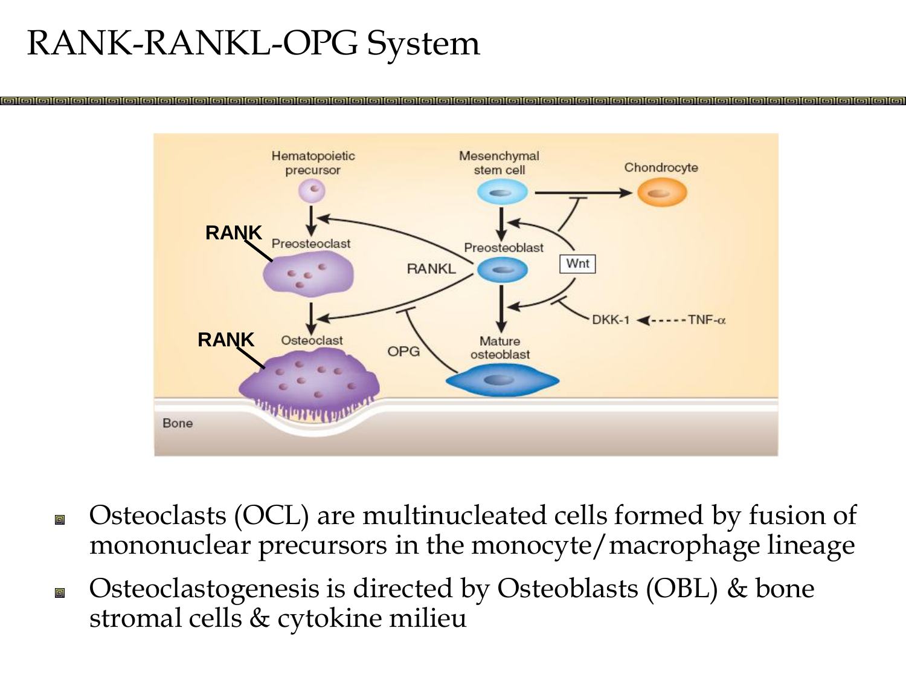# RANK-RANKL-OPG System

- Osteoclasts (OCL) are multinucleated cells formed by fusion of mononuclear precursors in the monocyte/macrophage lineage
- Osteoclastogenesis is directed by Osteoblasts (OBL) & bone stromal cells & cytokine milieu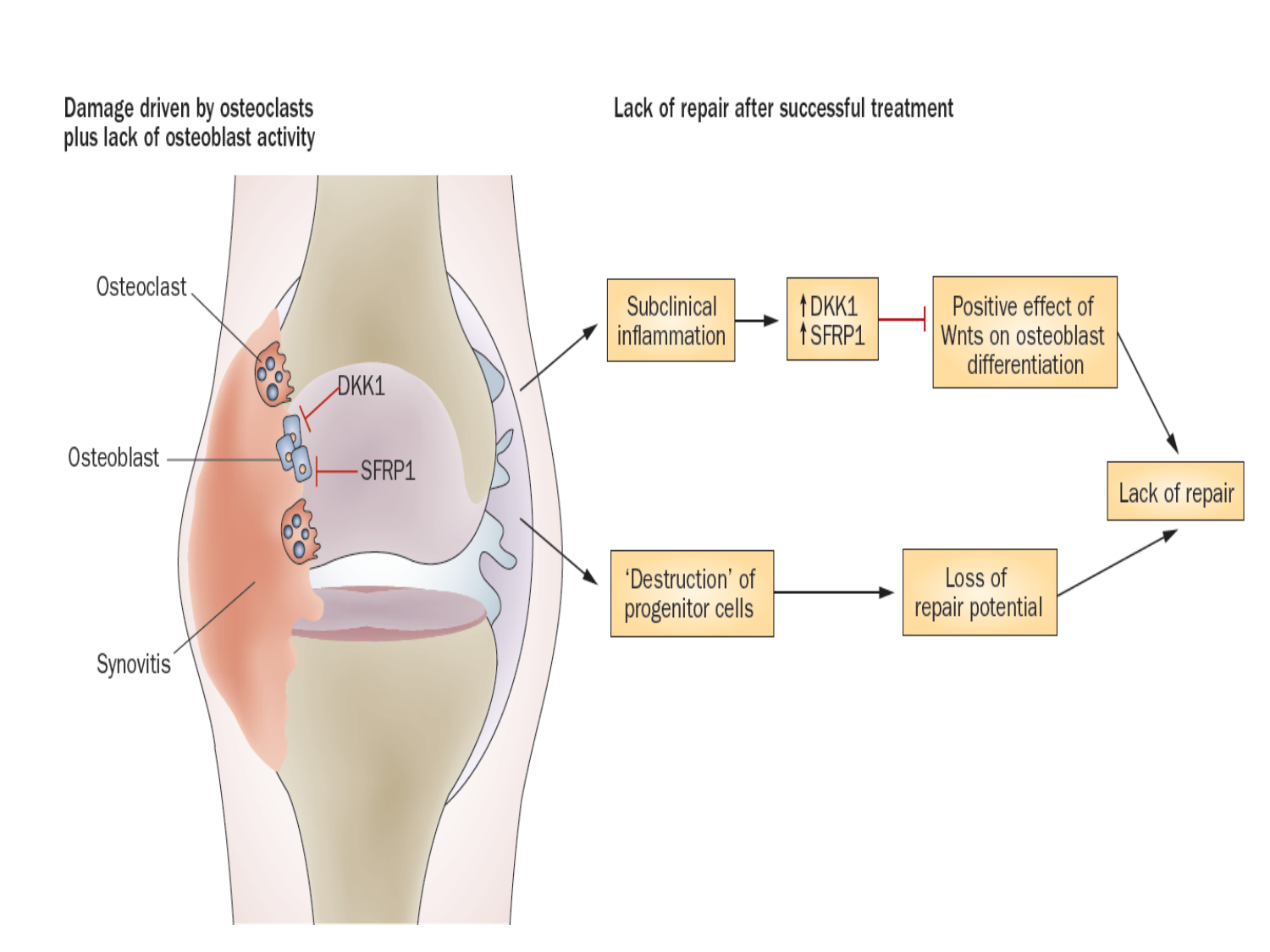Damage driven by osteoclasts plus lack of osteoblast activity

Osteoclast

DKK1

Osteoblast

SFRP1

Synovitis

Lack of repair after successful treatment

Subclinical inflammation → ↑DKK1 ↑SFRP1 ⊣ Positive effect of Wnts on osteoblast differentiation → Lack of repair

'Destruction' of progenitor cells → Loss of repair potential → Lack of repair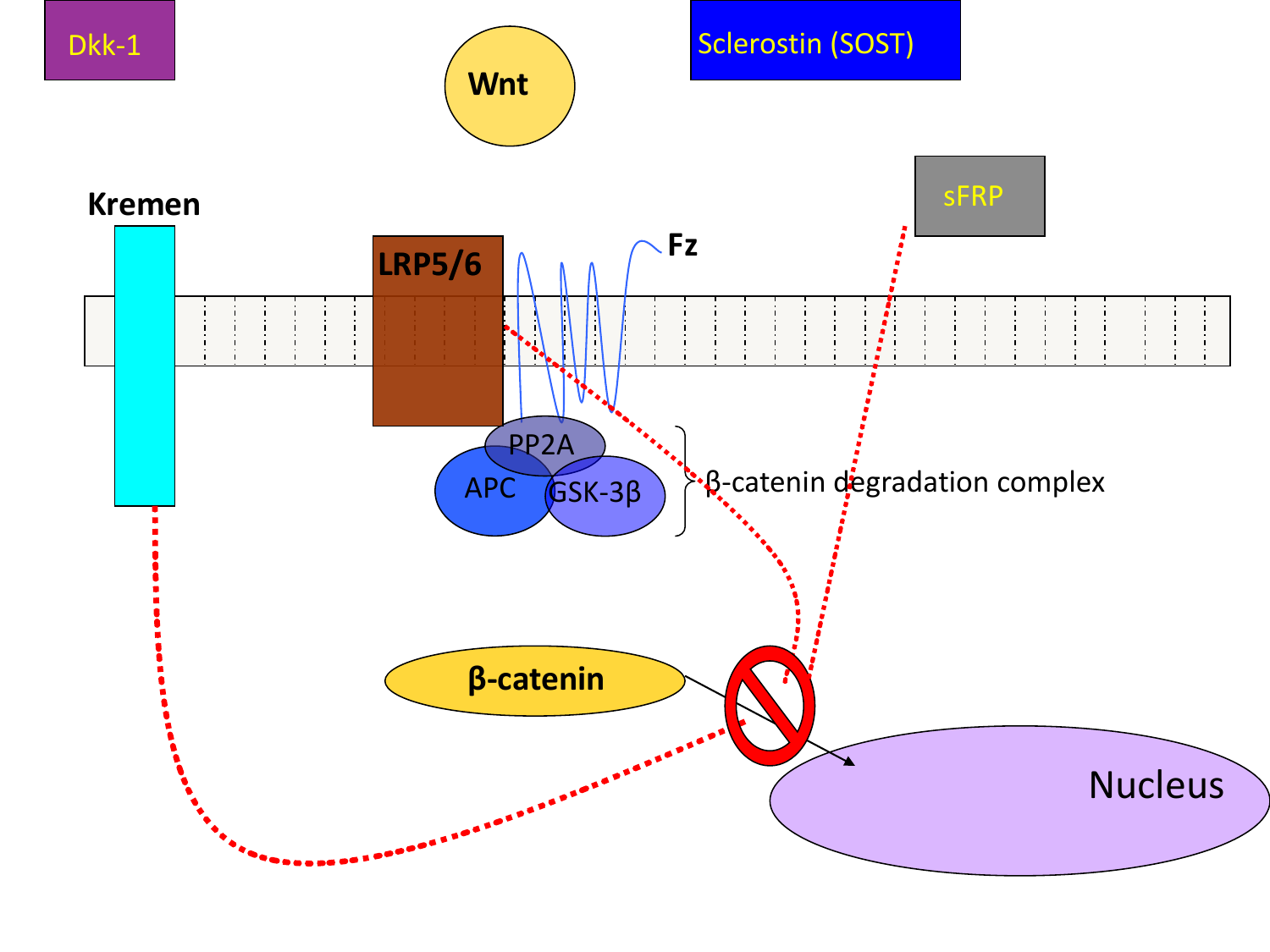Dkk-1

Wnt

Sclerostin (SOST)

Kremen

sFRP

LRP5/6

Fz

PP2A

APC

GSK-3β

β-catenin degradation complex

β-catenin

Nucleus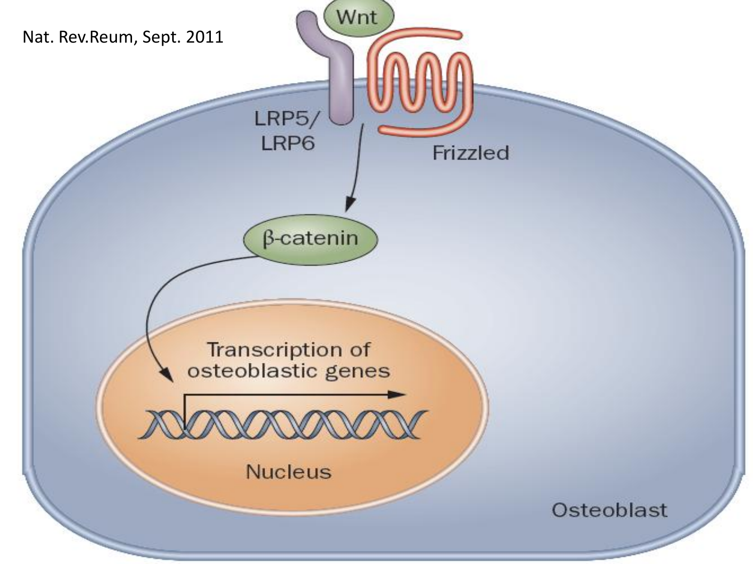Nat. Rev.Reum, Sept. 2011

Wnt

LRP5/
LRP6

Frizzled

β-catenin

Transcription of
osteoblastic genes

Nucleus

Osteoblast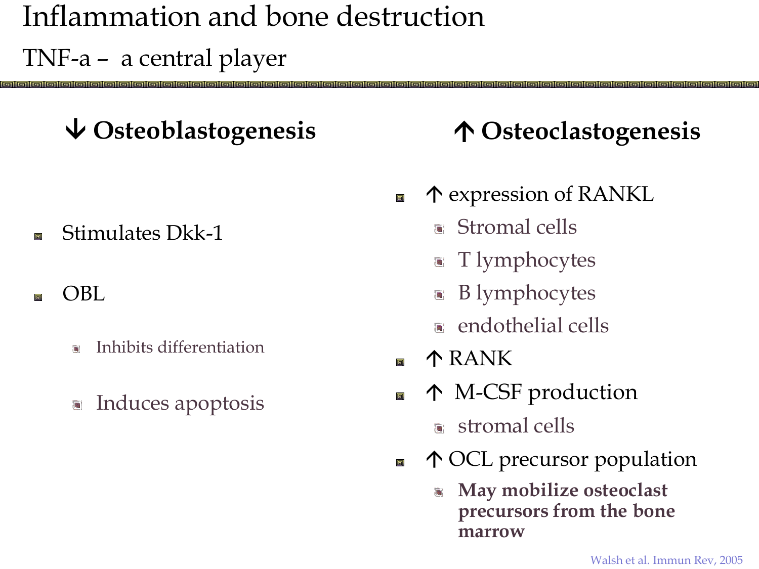# Inflammation and bone destruction

## TNF-a – a central player

### ↓ Osteoblastogenesis

- Stimulates Dkk-1
- OBL
  - Inhibits differentiation
  - Induces apoptosis

### ↑ Osteoclastogenesis

- ↑ expression of RANKL
  - Stromal cells
  - T lymphocytes
  - B lymphocytes
  - endothelial cells
- ↑ RANK
- ↑ M-CSF production
  - stromal cells
- ↑ OCL precursor population
  - **May mobilize osteoclast precursors from the bone marrow**

Walsh et al. Immun Rev, 2005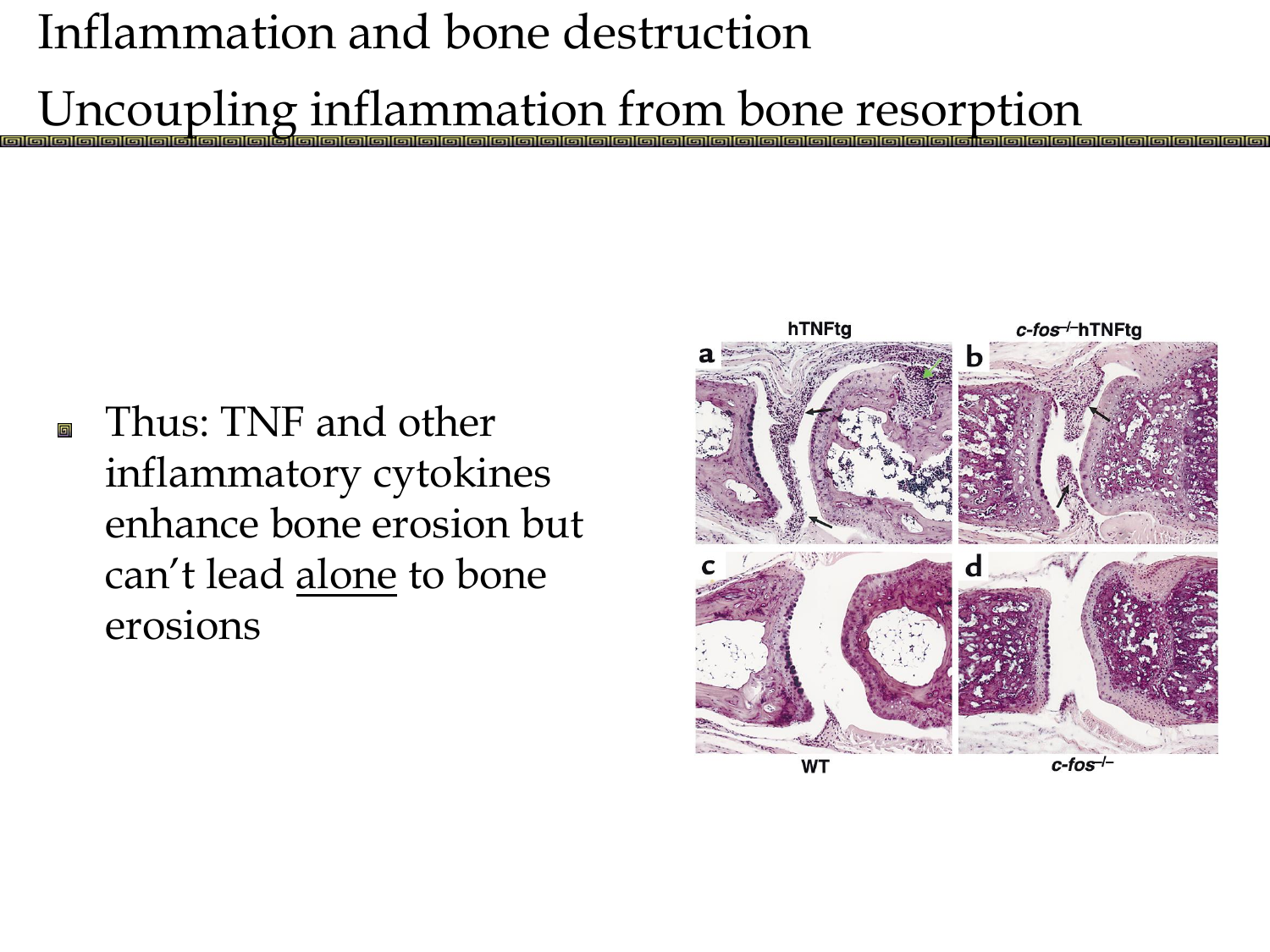# Inflammation and bone destruction

## Uncoupling inflammation from bone resorption

- Thus: TNF and other inflammatory cytokines enhance bone erosion but can't lead alone to bone erosions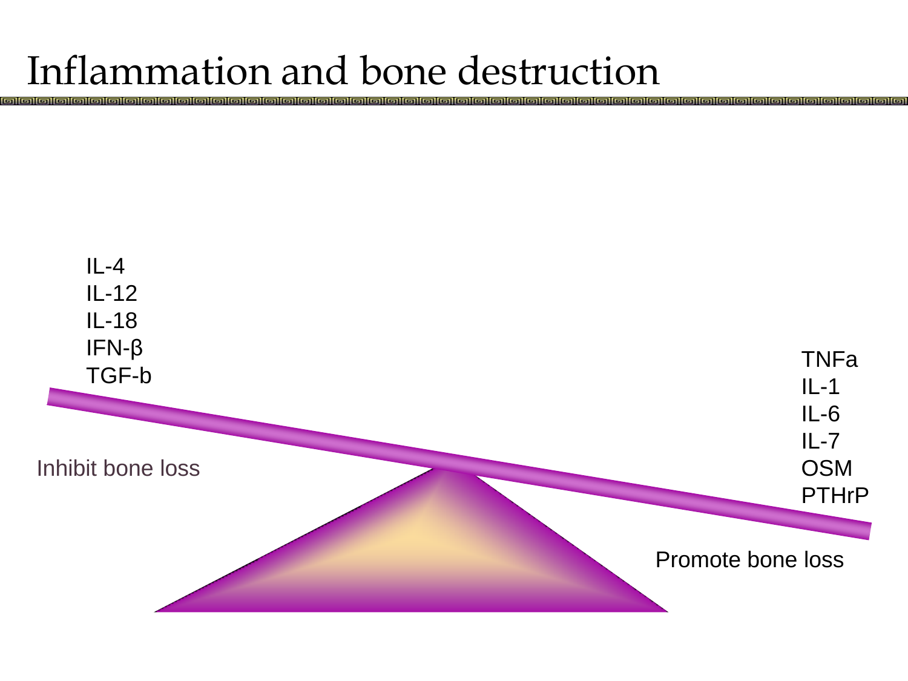# Inflammation and bone destruction

IL-4
IL-12
IL-18
IFN-β
TGF-b

Inhibit bone loss

TNFa
IL-1
IL-6
IL-7
OSM
PTHrP

Promote bone loss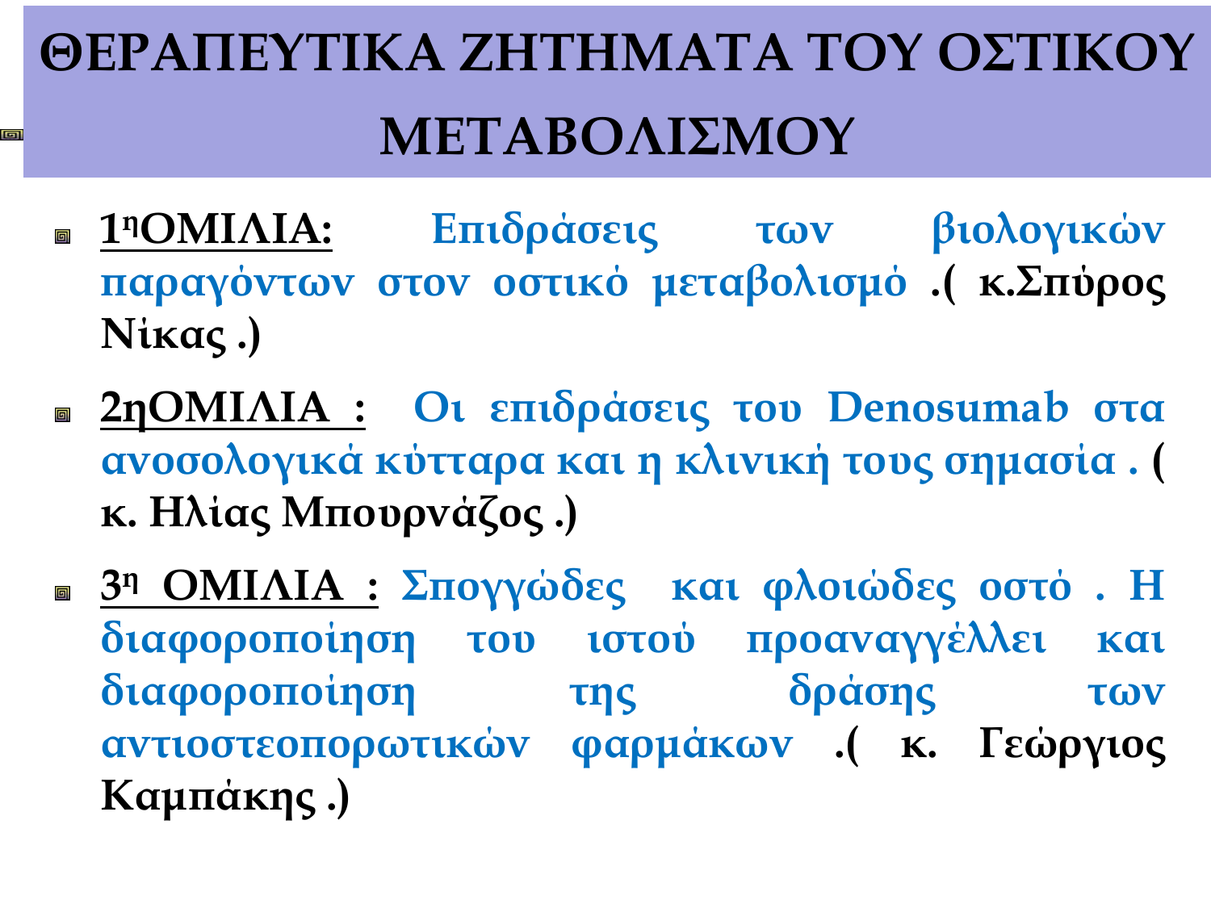# ΘΕΡΑΠΕΥΤΙΚΑ ΖΗΤΗΜΑΤΑ ΤΟΥ ΟΣΤΙΚΟΥ ΜΕΤΑΒΟΛΙΣΜΟΥ

- **1η ΟΜΙΛΙΑ:** **Επιδράσεις των βιολογικών παραγόντων στον οστικό μεταβολισμό** **.( κ.Σπύρος Νίκας .)**
- **2ηΟΜΙΛΙΑ :** **Οι επιδράσεις του Denosumab στα ανοσολογικά κύτταρα και η κλινική τους σημασία .** **( κ. Ηλίας Μπουρνάζος .)**
- **3η ΟΜΙΛΙΑ :** **Σπογγώδες και φλοιώδες οστό . Η διαφοροποίηση του ιστού προαναγγέλλει και διαφοροποίηση της δράσης των αντιοστεοπορωτικών φαρμάκων** **.( κ. Γεώργιος Καμπάκης .)**